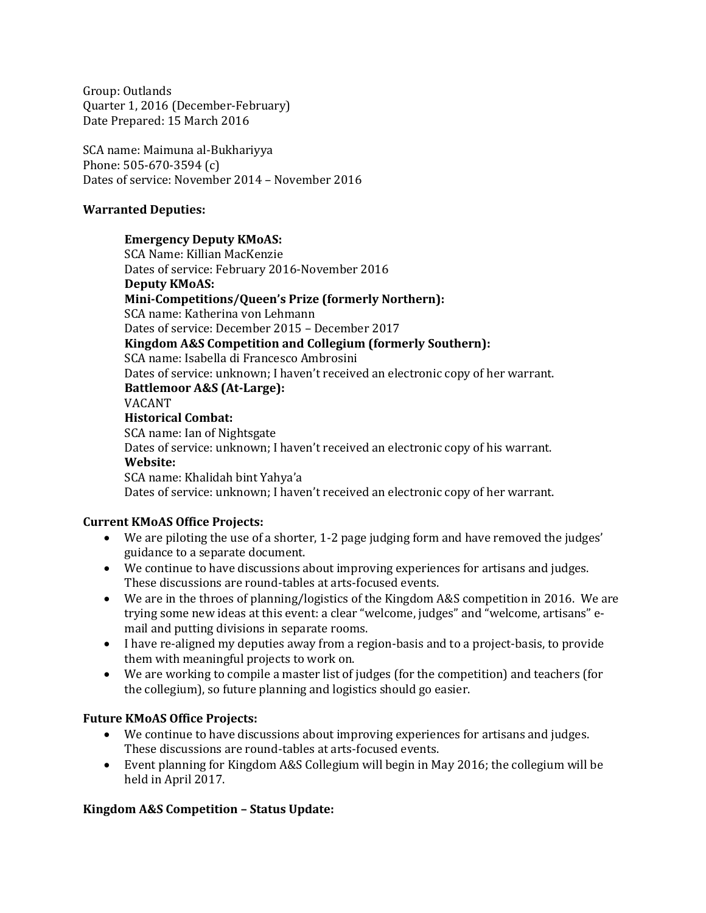Group: Outlands
Quarter 1, 2016 (December-February)
Date Prepared: 15 March 2016

SCA name: Maimuna al-Bukhariyya
Phone: 505-670-3594 (c)
Dates of service: November 2014 – November 2016

**Warranted Deputies:**

> **Emergency Deputy KMoAS:**
> SCA Name: Killian MacKenzie
> Dates of service: February 2016-November 2016
>
> **Deputy KMoAS:**
>
> **Mini-Competitions/Queen's Prize (formerly Northern):**
> SCA name: Katherina von Lehmann
> Dates of service: December 2015 – December 2017
>
> **Kingdom A&S Competition and Collegium (formerly Southern):**
> SCA name: Isabella di Francesco Ambrosini
> Dates of service: unknown; I haven't received an electronic copy of her warrant.
>
> **Battlemoor A&S (At-Large):**
> VACANT
>
> **Historical Combat:**
> SCA name: Ian of Nightsgate
> Dates of service: unknown; I haven't received an electronic copy of his warrant.
>
> **Website:**
> SCA name: Khalidah bint Yahya'a
> Dates of service: unknown; I haven't received an electronic copy of her warrant.

**Current KMoAS Office Projects:**

- We are piloting the use of a shorter, 1-2 page judging form and have removed the judges' guidance to a separate document.
- We continue to have discussions about improving experiences for artisans and judges. These discussions are round-tables at arts-focused events.
- We are in the throes of planning/logistics of the Kingdom A&S competition in 2016. We are trying some new ideas at this event: a clear "welcome, judges" and "welcome, artisans" e-mail and putting divisions in separate rooms.
- I have re-aligned my deputies away from a region-basis and to a project-basis, to provide them with meaningful projects to work on.
- We are working to compile a master list of judges (for the competition) and teachers (for the collegium), so future planning and logistics should go easier.

**Future KMoAS Office Projects:**

- We continue to have discussions about improving experiences for artisans and judges. These discussions are round-tables at arts-focused events.
- Event planning for Kingdom A&S Collegium will begin in May 2016; the collegium will be held in April 2017.

**Kingdom A&S Competition – Status Update:**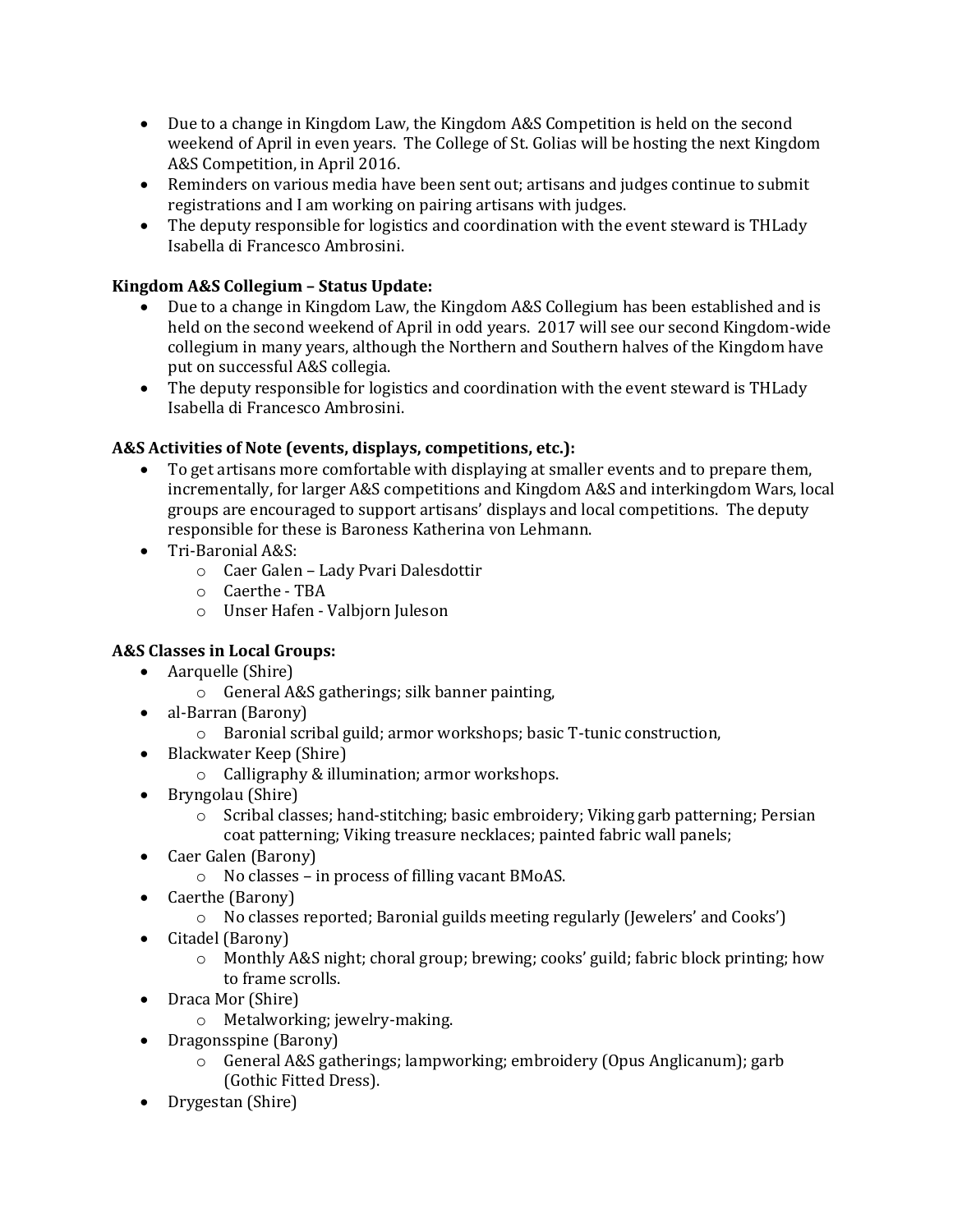- Due to a change in Kingdom Law, the Kingdom A&S Competition is held on the second weekend of April in even years. The College of St. Golias will be hosting the next Kingdom A&S Competition, in April 2016.
- Reminders on various media have been sent out; artisans and judges continue to submit registrations and I am working on pairing artisans with judges.
- The deputy responsible for logistics and coordination with the event steward is THLady Isabella di Francesco Ambrosini.

**Kingdom A&S Collegium – Status Update:**

- Due to a change in Kingdom Law, the Kingdom A&S Collegium has been established and is held on the second weekend of April in odd years. 2017 will see our second Kingdom-wide collegium in many years, although the Northern and Southern halves of the Kingdom have put on successful A&S collegia.
- The deputy responsible for logistics and coordination with the event steward is THLady Isabella di Francesco Ambrosini.

**A&S Activities of Note (events, displays, competitions, etc.):**

- To get artisans more comfortable with displaying at smaller events and to prepare them, incrementally, for larger A&S competitions and Kingdom A&S and interkingdom Wars, local groups are encouraged to support artisans' displays and local competitions. The deputy responsible for these is Baroness Katherina von Lehmann.
- Tri-Baronial A&S:
  - Caer Galen – Lady Pvari Dalesdottir
  - Caerthe - TBA
  - Unser Hafen - Valbjorn Juleson

**A&S Classes in Local Groups:**

- Aarquelle (Shire)
  - General A&S gatherings; silk banner painting,
- al-Barran (Barony)
  - Baronial scribal guild; armor workshops; basic T-tunic construction,
- Blackwater Keep (Shire)
  - Calligraphy & illumination; armor workshops.
- Bryngolau (Shire)
  - Scribal classes; hand-stitching; basic embroidery; Viking garb patterning; Persian coat patterning; Viking treasure necklaces; painted fabric wall panels;
- Caer Galen (Barony)
  - No classes – in process of filling vacant BMoAS.
- Caerthe (Barony)
  - No classes reported; Baronial guilds meeting regularly (Jewelers' and Cooks')
- Citadel (Barony)
  - Monthly A&S night; choral group; brewing; cooks' guild; fabric block printing; how to frame scrolls.
- Draca Mor (Shire)
  - Metalworking; jewelry-making.
- Dragonsspine (Barony)
  - General A&S gatherings; lampworking; embroidery (Opus Anglicanum); garb (Gothic Fitted Dress).
- Drygestan (Shire)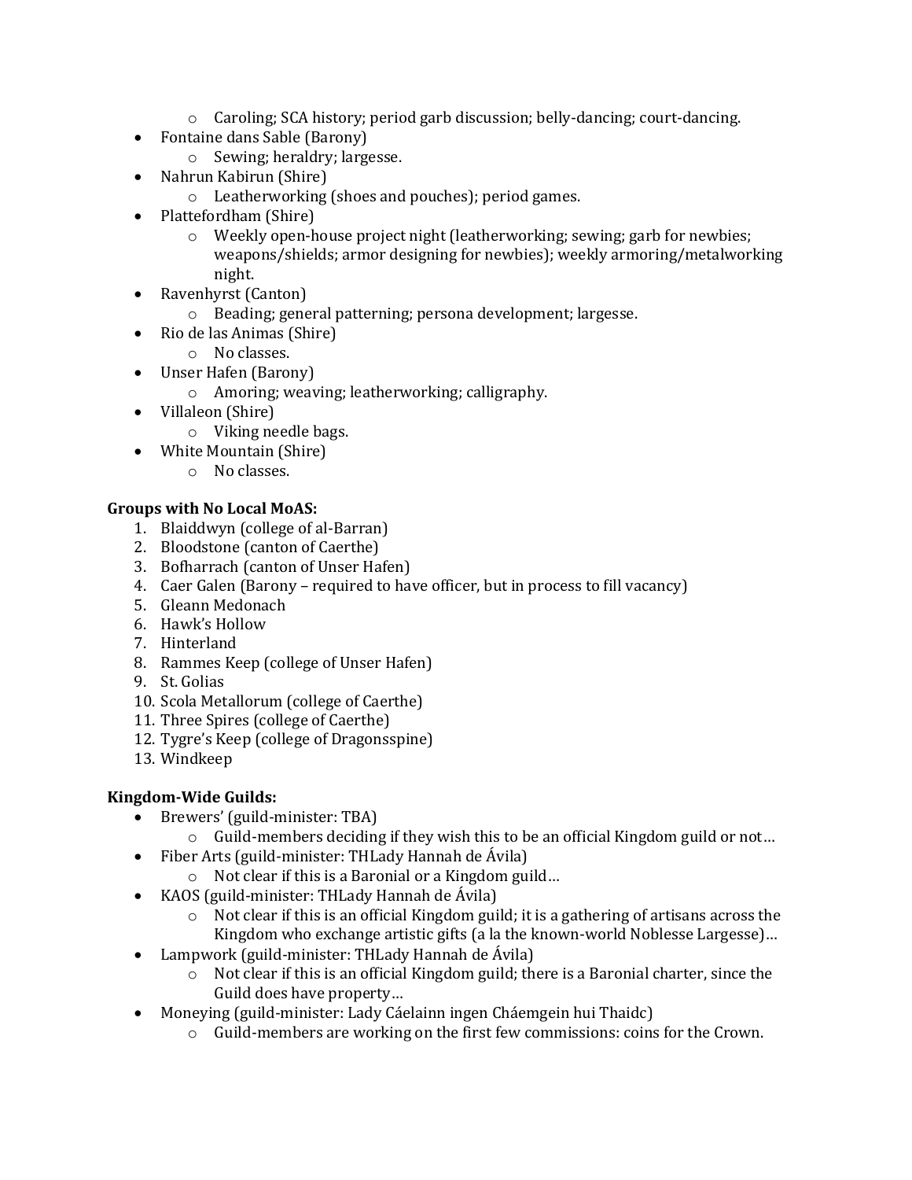- Caroling; SCA history; period garb discussion; belly-dancing; court-dancing.
- Fontaine dans Sable (Barony)
  - Sewing; heraldry; largesse.
- Nahrun Kabirun (Shire)
  - Leatherworking (shoes and pouches); period games.
- Plattefordham (Shire)
  - Weekly open-house project night (leatherworking; sewing; garb for newbies; weapons/shields; armor designing for newbies); weekly armoring/metalworking night.
- Ravenhyrst (Canton)
  - Beading; general patterning; persona development; largesse.
- Rio de las Animas (Shire)
  - No classes.
- Unser Hafen (Barony)
  - Amoring; weaving; leatherworking; calligraphy.
- Villaleon (Shire)
  - Viking needle bags.
- White Mountain (Shire)
  - No classes.

**Groups with No Local MoAS:**

1. Blaiddwyn (college of al-Barran)
2. Bloodstone (canton of Caerthe)
3. Bofharrach (canton of Unser Hafen)
4. Caer Galen (Barony – required to have officer, but in process to fill vacancy)
5. Gleann Medonach
6. Hawk's Hollow
7. Hinterland
8. Rammes Keep (college of Unser Hafen)
9. St. Golias
10. Scola Metallorum (college of Caerthe)
11. Three Spires (college of Caerthe)
12. Tygre's Keep (college of Dragonsspine)
13. Windkeep

**Kingdom-Wide Guilds:**

- Brewers' (guild-minister: TBA)
  - Guild-members deciding if they wish this to be an official Kingdom guild or not…
- Fiber Arts (guild-minister: THLady Hannah de Ávila)
  - Not clear if this is a Baronial or a Kingdom guild…
- KAOS (guild-minister: THLady Hannah de Ávila)
  - Not clear if this is an official Kingdom guild; it is a gathering of artisans across the Kingdom who exchange artistic gifts (a la the known-world Noblesse Largesse)…
- Lampwork (guild-minister: THLady Hannah de Ávila)
  - Not clear if this is an official Kingdom guild; there is a Baronial charter, since the Guild does have property…
- Moneying (guild-minister: Lady Cáelainn ingen Cháemgein hui Thaidc)
  - Guild-members are working on the first few commissions: coins for the Crown.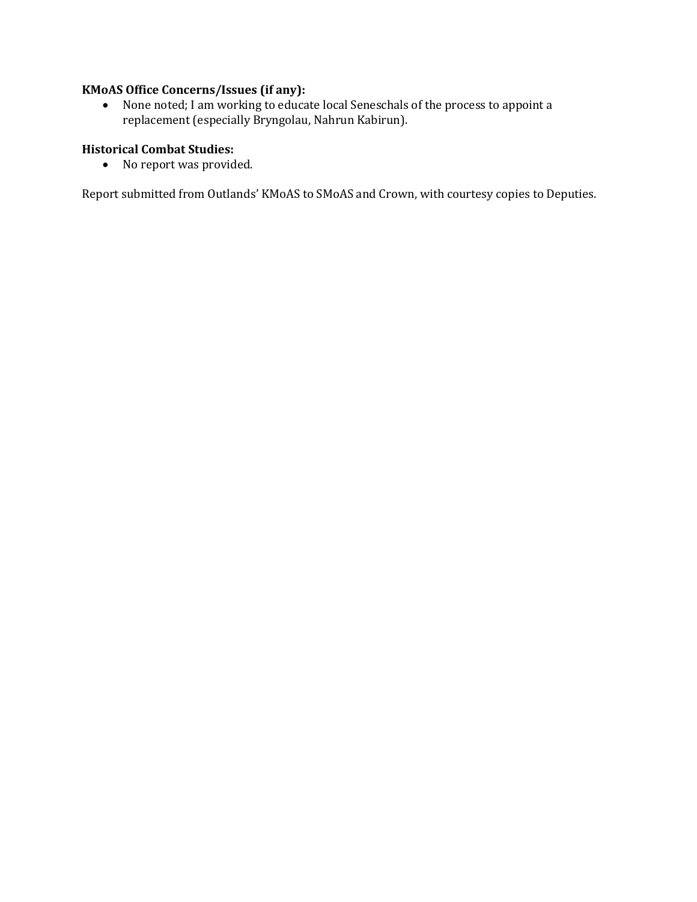**KMoAS Office Concerns/Issues (if any):**

- None noted; I am working to educate local Seneschals of the process to appoint a replacement (especially Bryngolau, Nahrun Kabirun).

**Historical Combat Studies:**

- No report was provided.

Report submitted from Outlands' KMoAS to SMoAS and Crown, with courtesy copies to Deputies.